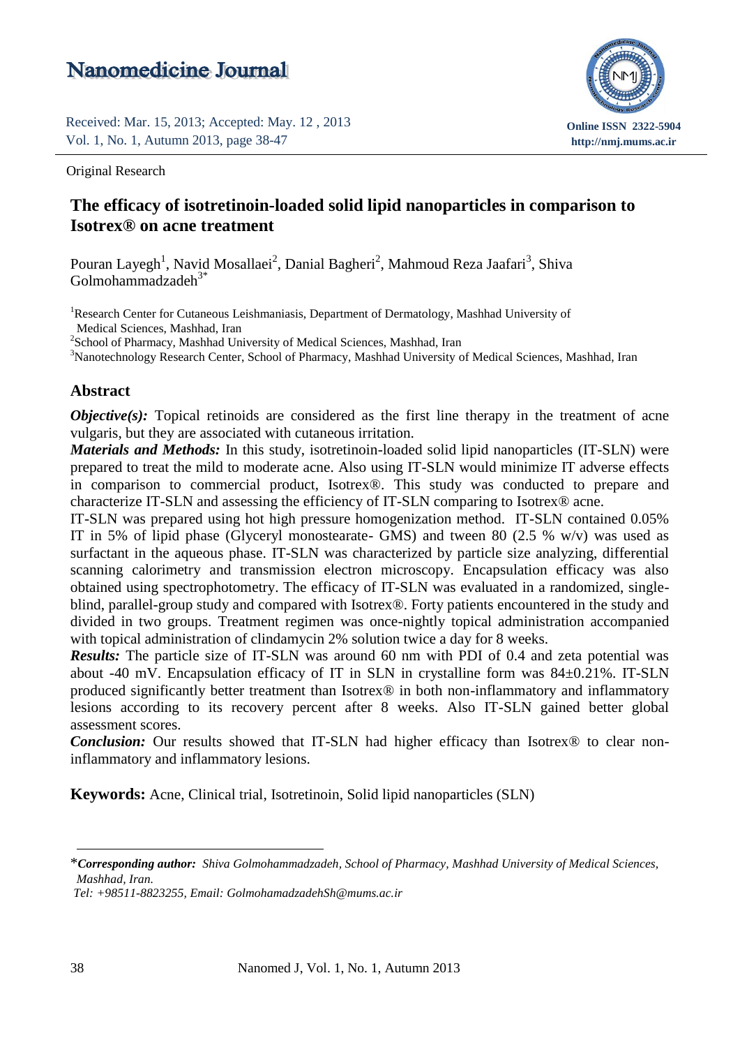Original Research

# The efficacy of isotretinoin-loaded solid lipid nanoparticles in comparison to Isotrex® on acne treatment

Pouran Layegh[1], Navid Mosallaei[2], Danial Bagheri[2], Mahmoud Reza Jaafari[3], Shiva Golmohammadzadeh[3*]

[1]Research Center for Cutaneous Leishmaniasis, Department of Dermatology, Mashhad University of Medical Sciences, Mashhad, Iran
[2]School of Pharmacy, Mashhad University of Medical Sciences, Mashhad, Iran
[3]Nanotechnology Research Center, School of Pharmacy, Mashhad University of Medical Sciences, Mashhad, Iran

## Abstract

***Objective(s):*** Topical retinoids are considered as the first line therapy in the treatment of acne vulgaris, but they are associated with cutaneous irritation.

***Materials and Methods:*** In this study, isotretinoin-loaded solid lipid nanoparticles (IT-SLN) were prepared to treat the mild to moderate acne. Also using IT-SLN would minimize IT adverse effects in comparison to commercial product, Isotrex®. This study was conducted to prepare and characterize IT-SLN and assessing the efficiency of IT-SLN comparing to Isotrex® acne.

IT-SLN was prepared using hot high pressure homogenization method. IT-SLN contained 0.05% IT in 5% of lipid phase (Glyceryl monostearate- GMS) and tween 80 (2.5 % w/v) was used as surfactant in the aqueous phase. IT-SLN was characterized by particle size analyzing, differential scanning calorimetry and transmission electron microscopy. Encapsulation efficacy was also obtained using spectrophotometry. The efficacy of IT-SLN was evaluated in a randomized, single-blind, parallel-group study and compared with Isotrex®. Forty patients encountered in the study and divided in two groups. Treatment regimen was once-nightly topical administration accompanied with topical administration of clindamycin 2% solution twice a day for 8 weeks.

***Results:*** The particle size of IT-SLN was around 60 nm with PDI of 0.4 and zeta potential was about -40 mV. Encapsulation efficacy of IT in SLN in crystalline form was 84±0.21%. IT-SLN produced significantly better treatment than Isotrex® in both non-inflammatory and inflammatory lesions according to its recovery percent after 8 weeks. Also IT-SLN gained better global assessment scores.

***Conclusion:*** Our results showed that IT-SLN had higher efficacy than Isotrex® to clear non-inflammatory and inflammatory lesions.

**Keywords:** Acne, Clinical trial, Isotretinoin, Solid lipid nanoparticles (SLN)

---

*__*Corresponding author:*__ *Shiva Golmohammadzadeh, School of Pharmacy, Mashhad University of Medical Sciences, Mashhad, Iran.*
*Tel: +98511-8823255, Email: GolmohamadzadehSh@mums.ac.ir*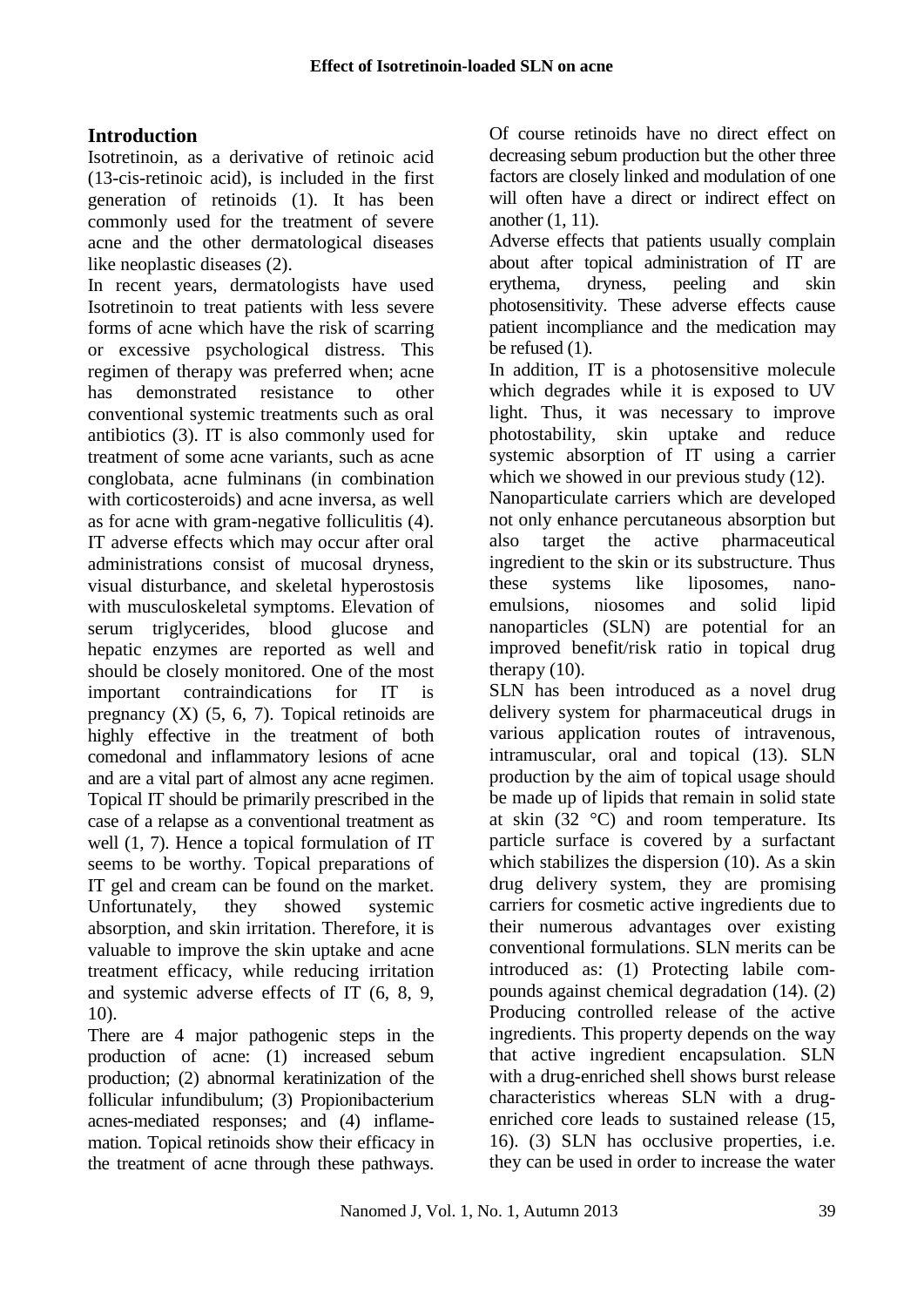## Introduction

Isotretinoin, as a derivative of retinoic acid (13-cis-retinoic acid), is included in the first generation of retinoids (1). It has been commonly used for the treatment of severe acne and the other dermatological diseases like neoplastic diseases (2).

In recent years, dermatologists have used Isotretinoin to treat patients with less severe forms of acne which have the risk of scarring or excessive psychological distress. This regimen of therapy was preferred when; acne has demonstrated resistance to other conventional systemic treatments such as oral antibiotics (3). IT is also commonly used for treatment of some acne variants, such as acne conglobata, acne fulminans (in combination with corticosteroids) and acne inversa, as well as for acne with gram-negative folliculitis (4). IT adverse effects which may occur after oral administrations consist of mucosal dryness, visual disturbance, and skeletal hyperostosis with musculoskeletal symptoms. Elevation of serum triglycerides, blood glucose and hepatic enzymes are reported as well and should be closely monitored. One of the most important contraindications for IT is pregnancy (X) (5, 6, 7). Topical retinoids are highly effective in the treatment of both comedonal and inflammatory lesions of acne and are a vital part of almost any acne regimen. Topical IT should be primarily prescribed in the case of a relapse as a conventional treatment as well (1, 7). Hence a topical formulation of IT seems to be worthy. Topical preparations of IT gel and cream can be found on the market. Unfortunately, they showed systemic absorption, and skin irritation. Therefore, it is valuable to improve the skin uptake and acne treatment efficacy, while reducing irritation and systemic adverse effects of IT (6, 8, 9, 10).

There are 4 major pathogenic steps in the production of acne: (1) increased sebum production; (2) abnormal keratinization of the follicular infundibulum; (3) Propionibacterium acnes-mediated responses; and (4) inflamemation. Topical retinoids show their efficacy in the treatment of acne through these pathways. Of course retinoids have no direct effect on decreasing sebum production but the other three factors are closely linked and modulation of one will often have a direct or indirect effect on another (1, 11).

Adverse effects that patients usually complain about after topical administration of IT are erythema, dryness, peeling and skin photosensitivity. These adverse effects cause patient incompliance and the medication may be refused (1).

In addition, IT is a photosensitive molecule which degrades while it is exposed to UV light. Thus, it was necessary to improve photostability, skin uptake and reduce systemic absorption of IT using a carrier which we showed in our previous study (12).

Nanoparticulate carriers which are developed not only enhance percutaneous absorption but also target the active pharmaceutical ingredient to the skin or its substructure. Thus these systems like liposomes, nano-emulsions, niosomes and solid lipid nanoparticles (SLN) are potential for an improved benefit/risk ratio in topical drug therapy (10).

SLN has been introduced as a novel drug delivery system for pharmaceutical drugs in various application routes of intravenous, intramuscular, oral and topical (13). SLN production by the aim of topical usage should be made up of lipids that remain in solid state at skin (32 °C) and room temperature. Its particle surface is covered by a surfactant which stabilizes the dispersion (10). As a skin drug delivery system, they are promising carriers for cosmetic active ingredients due to their numerous advantages over existing conventional formulations. SLN merits can be introduced as: (1) Protecting labile compounds against chemical degradation (14). (2) Producing controlled release of the active ingredients. This property depends on the way that active ingredient encapsulation. SLN with a drug-enriched shell shows burst release characteristics whereas SLN with a drug-enriched core leads to sustained release (15, 16). (3) SLN has occlusive properties, i.e. they can be used in order to increase the water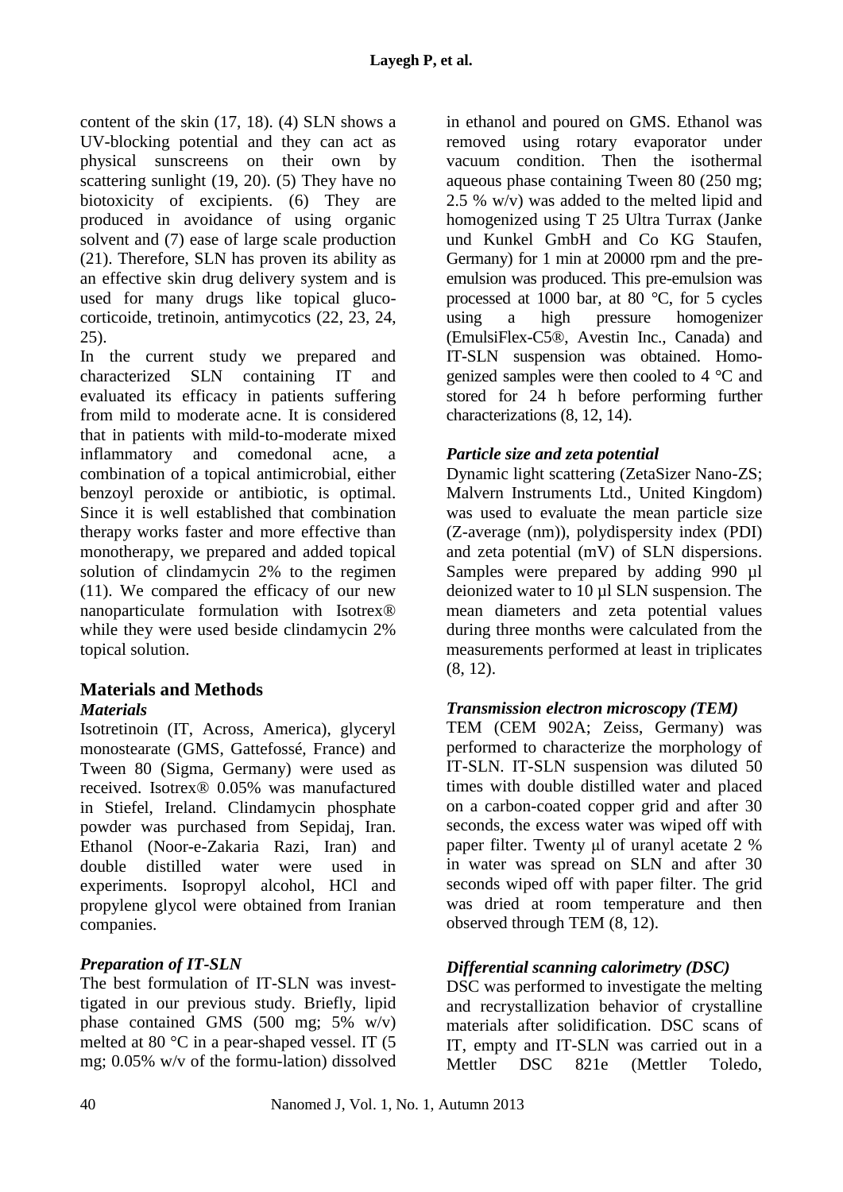content of the skin (17, 18). (4) SLN shows a UV-blocking potential and they can act as physical sunscreens on their own by scattering sunlight (19, 20). (5) They have no biotoxicity of excipients. (6) They are produced in avoidance of using organic solvent and (7) ease of large scale production (21). Therefore, SLN has proven its ability as an effective skin drug delivery system and is used for many drugs like topical gluco-corticoide, tretinoin, antimycotics (22, 23, 24, 25).

In the current study we prepared and characterized SLN containing IT and evaluated its efficacy in patients suffering from mild to moderate acne. It is considered that in patients with mild-to-moderate mixed inflammatory and comedonal acne, a combination of a topical antimicrobial, either benzoyl peroxide or antibiotic, is optimal. Since it is well established that combination therapy works faster and more effective than monotherapy, we prepared and added topical solution of clindamycin 2% to the regimen (11). We compared the efficacy of our new nanoparticulate formulation with Isotrex® while they were used beside clindamycin 2% topical solution.

## Materials and Methods

### *Materials*

Isotretinoin (IT, Across, America), glyceryl monostearate (GMS, Gattefossé, France) and Tween 80 (Sigma, Germany) were used as received. Isotrex® 0.05% was manufactured in Stiefel, Ireland. Clindamycin phosphate powder was purchased from Sepidaj, Iran. Ethanol (Noor-e-Zakaria Razi, Iran) and double distilled water were used in experiments. Isopropyl alcohol, HCl and propylene glycol were obtained from Iranian companies.

### *Preparation of IT-SLN*

The best formulation of IT-SLN was invest-tigated in our previous study. Briefly, lipid phase contained GMS (500 mg; 5% w/v) melted at 80 °C in a pear-shaped vessel. IT (5 mg; 0.05% w/v of the formu-lation) dissolved in ethanol and poured on GMS. Ethanol was removed using rotary evaporator under vacuum condition. Then the isothermal aqueous phase containing Tween 80 (250 mg; 2.5 % w/v) was added to the melted lipid and homogenized using T 25 Ultra Turrax (Janke und Kunkel GmbH and Co KG Staufen, Germany) for 1 min at 20000 rpm and the pre-emulsion was produced. This pre-emulsion was processed at 1000 bar, at 80 °C, for 5 cycles using a high pressure homogenizer (EmulsiFlex-C5®, Avestin Inc., Canada) and IT-SLN suspension was obtained. Homo-genized samples were then cooled to 4 °C and stored for 24 h before performing further characterizations (8, 12, 14).

### *Particle size and zeta potential*

Dynamic light scattering (ZetaSizer Nano-ZS; Malvern Instruments Ltd., United Kingdom) was used to evaluate the mean particle size (Z-average (nm)), polydispersity index (PDI) and zeta potential (mV) of SLN dispersions. Samples were prepared by adding 990 µl deionized water to 10 µl SLN suspension. The mean diameters and zeta potential values during three months were calculated from the measurements performed at least in triplicates (8, 12).

### *Transmission electron microscopy (TEM)*

TEM (CEM 902A; Zeiss, Germany) was performed to characterize the morphology of IT-SLN. IT-SLN suspension was diluted 50 times with double distilled water and placed on a carbon-coated copper grid and after 30 seconds, the excess water was wiped off with paper filter. Twenty µl of uranyl acetate 2 % in water was spread on SLN and after 30 seconds wiped off with paper filter. The grid was dried at room temperature and then observed through TEM (8, 12).

### *Differential scanning calorimetry (DSC)*

DSC was performed to investigate the melting and recrystallization behavior of crystalline materials after solidification. DSC scans of IT, empty and IT-SLN was carried out in a Mettler DSC 821e (Mettler Toledo,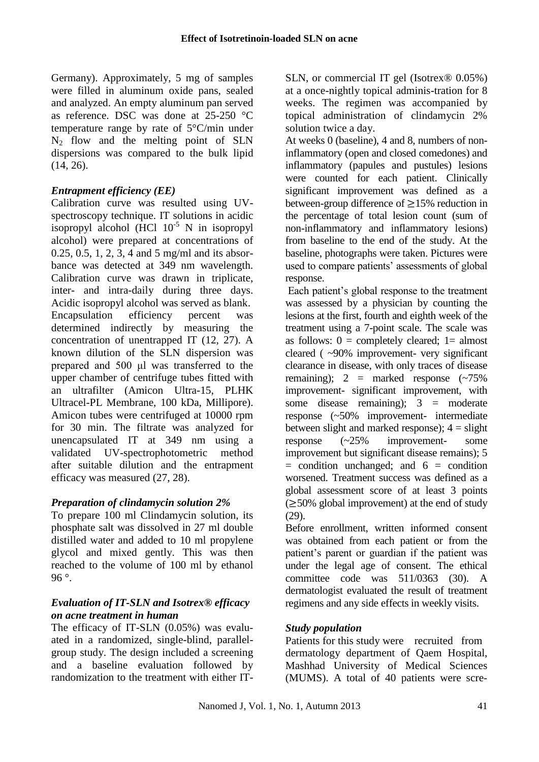Germany). Approximately, 5 mg of samples were filled in aluminum oxide pans, sealed and analyzed. An empty aluminum pan served as reference. DSC was done at 25-250 °C temperature range by rate of 5°C/min under $N_2$ flow and the melting point of SLN dispersions was compared to the bulk lipid (14, 26).

### *Entrapment efficiency (EE)*

Calibration curve was resulted using UV-spectroscopy technique. IT solutions in acidic isopropyl alcohol (HCl $10^{-5}$ N in isopropyl alcohol) were prepared at concentrations of 0.25, 0.5, 1, 2, 3, 4 and 5 mg/ml and its absorbance was detected at 349 nm wavelength. Calibration curve was drawn in triplicate, inter- and intra-daily during three days. Acidic isopropyl alcohol was served as blank. Encapsulation efficiency percent was determined indirectly by measuring the concentration of unentrapped IT (12, 27). A known dilution of the SLN dispersion was prepared and 500 μl was transferred to the upper chamber of centrifuge tubes fitted with an ultrafilter (Amicon Ultra-15, PLHK Ultracel-PL Membrane, 100 kDa, Millipore). Amicon tubes were centrifuged at 10000 rpm for 30 min. The filtrate was analyzed for unencapsulated IT at 349 nm using a validated UV-spectrophotometric method after suitable dilution and the entrapment efficacy was measured (27, 28).

### *Preparation of clindamycin solution 2%*

To prepare 100 ml Clindamycin solution, its phosphate salt was dissolved in 27 ml double distilled water and added to 10 ml propylene glycol and mixed gently. This was then reached to the volume of 100 ml by ethanol 96 °.

### *Evaluation of IT-SLN and Isotrex® efficacy on acne treatment in human*

The efficacy of IT-SLN (0.05%) was evaluated in a randomized, single-blind, parallel-group study. The design included a screening and a baseline evaluation followed by randomization to the treatment with either IT-SLN, or commercial IT gel (Isotrex® 0.05%) at a once-nightly topical adminis-tration for 8 weeks. The regimen was accompanied by topical administration of clindamycin 2% solution twice a day.

At weeks 0 (baseline), 4 and 8, numbers of non-inflammatory (open and closed comedones) and inflammatory (papules and pustules) lesions were counted for each patient. Clinically significant improvement was defined as a between-group difference of ≥15% reduction in the percentage of total lesion count (sum of non-inflammatory and inflammatory lesions) from baseline to the end of the study. At the baseline, photographs were taken. Pictures were used to compare patients' assessments of global response.

Each patient's global response to the treatment was assessed by a physician by counting the lesions at the first, fourth and eighth week of the treatment using a 7-point scale. The scale was as follows: 0 = completely cleared; 1= almost cleared ( ~90% improvement- very significant clearance in disease, with only traces of disease remaining); 2 = marked response (~75% improvement- significant improvement, with some disease remaining); 3 = moderate response (~50% improvement- intermediate between slight and marked response); 4 = slight response (~25% improvement- some improvement but significant disease remains); 5 = condition unchanged; and 6 = condition worsened. Treatment success was defined as a global assessment score of at least 3 points (≥50% global improvement) at the end of study (29).

Before enrollment, written informed consent was obtained from each patient or from the patient's parent or guardian if the patient was under the legal age of consent. The ethical committee code was 511/0363 (30). A dermatologist evaluated the result of treatment regimens and any side effects in weekly visits.

### *Study population*

Patients for this study were recruited from dermatology department of Qaem Hospital, Mashhad University of Medical Sciences (MUMS). A total of 40 patients were scre-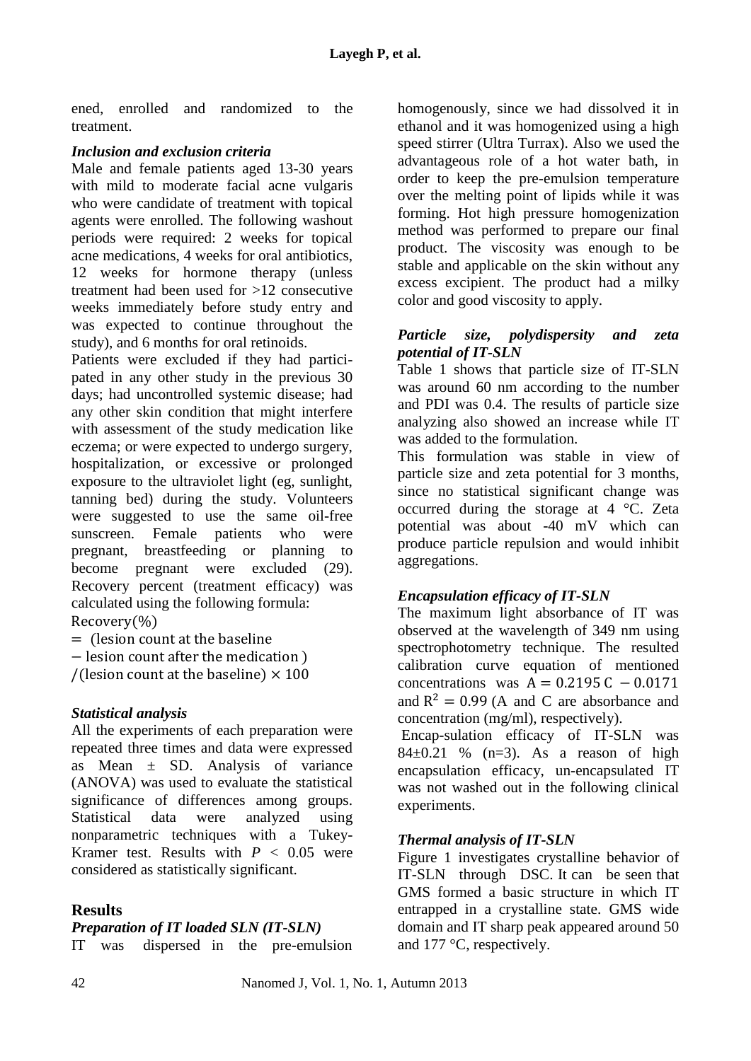ened, enrolled and randomized to the treatment.

### *Inclusion and exclusion criteria*

Male and female patients aged 13-30 years with mild to moderate facial acne vulgaris who were candidate of treatment with topical agents were enrolled. The following washout periods were required: 2 weeks for topical acne medications, 4 weeks for oral antibiotics, 12 weeks for hormone therapy (unless treatment had been used for >12 consecutive weeks immediately before study entry and was expected to continue throughout the study), and 6 months for oral retinoids.

Patients were excluded if they had participated in any other study in the previous 30 days; had uncontrolled systemic disease; had any other skin condition that might interfere with assessment of the study medication like eczema; or were expected to undergo surgery, hospitalization, or excessive or prolonged exposure to the ultraviolet light (eg, sunlight, tanning bed) during the study. Volunteers were suggested to use the same oil-free sunscreen. Female patients who were pregnant, breastfeeding or planning to become pregnant were excluded (29).

Recovery percent (treatment efficacy) was calculated using the following formula:

$$\text{Recovery}(\%) = (\text{lesion count at the baseline} - \text{lesion count after the medication}) / (\text{lesion count at the baseline}) \times 100$$

### *Statistical analysis*

All the experiments of each preparation were repeated three times and data were expressed as Mean ± SD. Analysis of variance (ANOVA) was used to evaluate the statistical significance of differences among groups. Statistical data were analyzed using nonparametric techniques with a Tukey-Kramer test. Results with $P < 0.05$ were considered as statistically significant.

## Results

### *Preparation of IT loaded SLN (IT-SLN)*

IT was dispersed in the pre-emulsion homogenously, since we had dissolved it in ethanol and it was homogenized using a high speed stirrer (Ultra Turrax). Also we used the advantageous role of a hot water bath, in order to keep the pre-emulsion temperature over the melting point of lipids while it was forming. Hot high pressure homogenization method was performed to prepare our final product. The viscosity was enough to be stable and applicable on the skin without any excess excipient. The product had a milky color and good viscosity to apply.

### *Particle size, polydispersity and zeta potential of IT-SLN*

Table 1 shows that particle size of IT-SLN was around 60 nm according to the number and PDI was 0.4. The results of particle size analyzing also showed an increase while IT was added to the formulation.

This formulation was stable in view of particle size and zeta potential for 3 months, since no statistical significant change was occurred during the storage at 4 °C. Zeta potential was about -40 mV which can produce particle repulsion and would inhibit aggregations.

### *Encapsulation efficacy of IT-SLN*

The maximum light absorbance of IT was observed at the wavelength of 349 nm using spectrophotometry technique. The resulted calibration curve equation of mentioned concentrations was $A = 0.2195\,C - 0.0171$ and $R^2 = 0.99$ (A and C are absorbance and concentration (mg/ml), respectively).

Encap-sulation efficacy of IT-SLN was 84±0.21 % (n=3). As a reason of high encapsulation efficacy, un-encapsulated IT was not washed out in the following clinical experiments.

### *Thermal analysis of IT-SLN*

Figure 1 investigates crystalline behavior of IT-SLN through DSC. It can be seen that GMS formed a basic structure in which IT entrapped in a crystalline state. GMS wide domain and IT sharp peak appeared around 50 and 177 °C, respectively.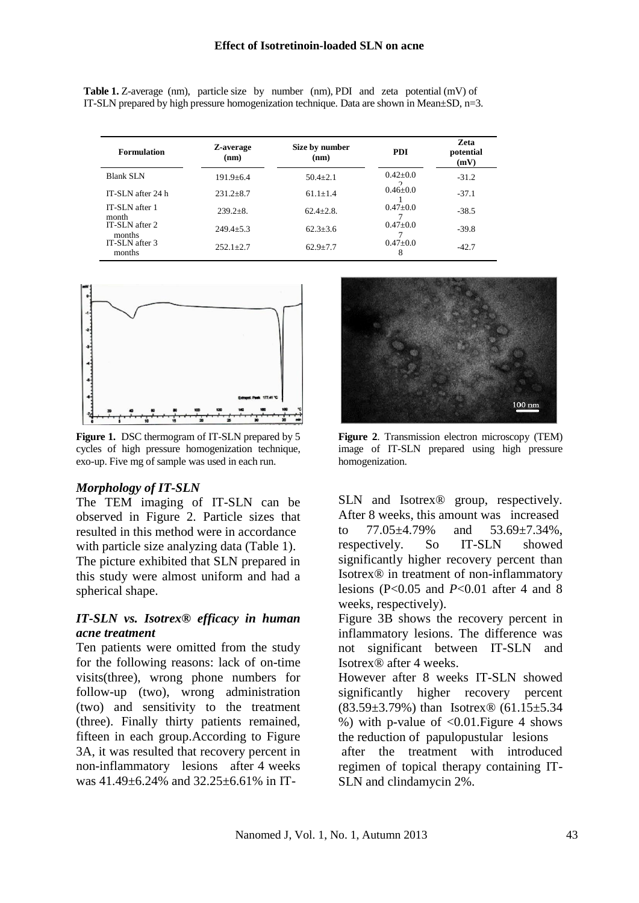**Table 1.** Z-average (nm), particle size by number (nm), PDI and zeta potential (mV) of IT-SLN prepared by high pressure homogenization technique. Data are shown in Mean±SD, n=3.

| Formulation | Z-average (nm) | Size by number (nm) | PDI | Zeta potential (mV) |
|---|---|---|---|---|
| Blank SLN | 191.9±6.4 | 50.4±2.1 | 0.42±0.02 | -31.2 |
| IT-SLN after 24 h | 231.2±8.7 | 61.1±1.4 | 0.46±0.01 | -37.1 |
| IT-SLN after 1 month | 239.2±8. | 62.4±2.8. | 0.47±0.07 | -38.5 |
| IT-SLN after 2 months | 249.4±5.3 | 62.3±3.6 | 0.47±0.07 | -39.8 |
| IT-SLN after 3 months | 252.1±2.7 | 62.9±7.7 | 0.47±0.08 | -42.7 |

**Figure 1.** DSC thermogram of IT-SLN prepared by 5 cycles of high pressure homogenization technique, exo-up. Five mg of sample was used in each run.

**Figure 2**. Transmission electron microscopy (TEM) image of IT-SLN prepared using high pressure homogenization.

### *Morphology of IT-SLN*

The TEM imaging of IT-SLN can be observed in Figure 2. Particle sizes that resulted in this method were in accordance with particle size analyzing data (Table 1). The picture exhibited that SLN prepared in this study were almost uniform and had a spherical shape.

### *IT-SLN vs. Isotrex® efficacy in human acne treatment*

Ten patients were omitted from the study for the following reasons: lack of on-time visits(three), wrong phone numbers for follow-up (two), wrong administration (two) and sensitivity to the treatment (three). Finally thirty patients remained, fifteen in each group.According to Figure 3A, it was resulted that recovery percent in non-inflammatory lesions after 4 weeks was 41.49±6.24% and 32.25±6.61% in IT-SLN and Isotrex® group, respectively. After 8 weeks, this amount was increased to 77.05±4.79% and 53.69±7.34%, respectively. So IT-SLN showed significantly higher recovery percent than Isotrex® in treatment of non-inflammatory lesions ($P<0.05$ and $P<0.01$ after 4 and 8 weeks, respectively).

Figure 3B shows the recovery percent in inflammatory lesions. The difference was not significant between IT-SLN and Isotrex® after 4 weeks.

However after 8 weeks IT-SLN showed significantly higher recovery percent (83.59±3.79%) than Isotrex® (61.15±5.34 %) with p-value of <0.01.Figure 4 shows the reduction of papulopustular lesions after the treatment with introduced regimen of topical therapy containing IT-SLN and clindamycin 2%.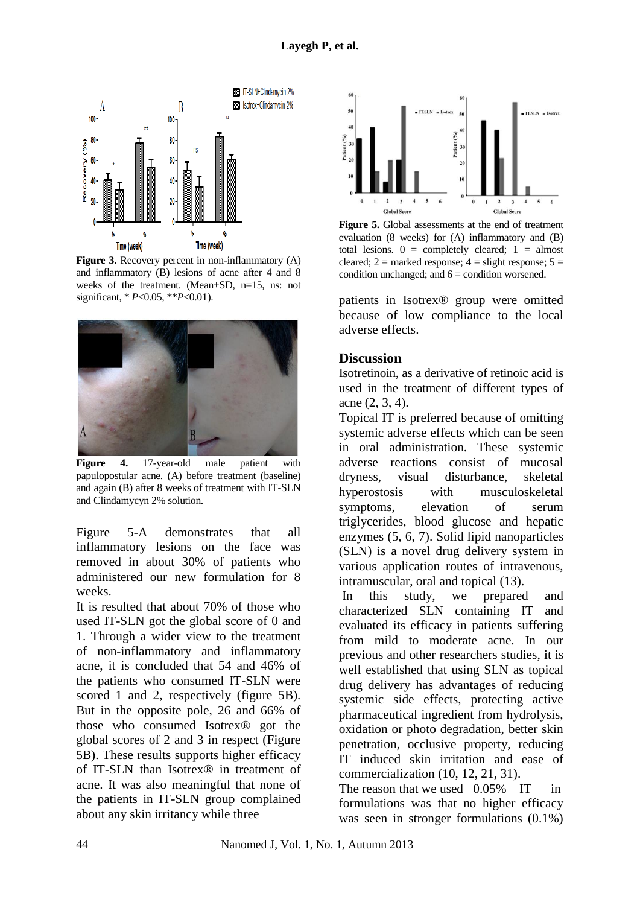Figure 3. Recovery percent in non-inflammatory (A) and inflammatory (B) lesions of acne after 4 and 8 weeks of the treatment. (Mean±SD, n=15, ns: not significant, * $P<0.05$, ** $P<0.01$).

Figure 4. 17-year-old male patient with papulopostular acne. (A) before treatment (baseline) and again (B) after 8 weeks of treatment with IT-SLN and Clindamycyn 2% solution.

Figure 5-A demonstrates that all inflammatory lesions on the face was removed in about 30% of patients who administered our new formulation for 8 weeks.

It is resulted that about 70% of those who used IT-SLN got the global score of 0 and 1. Through a wider view to the treatment of non-inflammatory and inflammatory acne, it is concluded that 54 and 46% of the patients who consumed IT-SLN were scored 1 and 2, respectively (figure 5B). But in the opposite pole, 26 and 66% of those who consumed Isotrex® got the global scores of 2 and 3 in respect (Figure 5B). These results supports higher efficacy of IT-SLN than Isotrex® in treatment of acne. It was also meaningful that none of the patients in IT-SLN group complained about any skin irritancy while three patients in Isotrex® group were omitted because of low compliance to the local adverse effects.

Figure 5. Global assessments at the end of treatment evaluation (8 weeks) for (A) inflammatory and (B) total lesions. 0 = completely cleared; 1 = almost cleared; 2 = marked response; 4 = slight response; 5 = condition unchanged; and 6 = condition worsened.

## Discussion

Isotretinoin, as a derivative of retinoic acid is used in the treatment of different types of acne (2, 3, 4).

Topical IT is preferred because of omitting systemic adverse effects which can be seen in oral administration. These systemic adverse reactions consist of mucosal dryness, visual disturbance, skeletal hyperostosis with musculoskeletal symptoms, elevation of serum triglycerides, blood glucose and hepatic enzymes (5, 6, 7). Solid lipid nanoparticles (SLN) is a novel drug delivery system in various application routes of intravenous, intramuscular, oral and topical (13).

In this study, we prepared and characterized SLN containing IT and evaluated its efficacy in patients suffering from mild to moderate acne. In our previous and other researchers studies, it is well established that using SLN as topical drug delivery has advantages of reducing systemic side effects, protecting active pharmaceutical ingredient from hydrolysis, oxidation or photo degradation, better skin penetration, occlusive property, reducing IT induced skin irritation and ease of commercialization (10, 12, 21, 31).

The reason that we used 0.05% IT in formulations was that no higher efficacy was seen in stronger formulations (0.1%)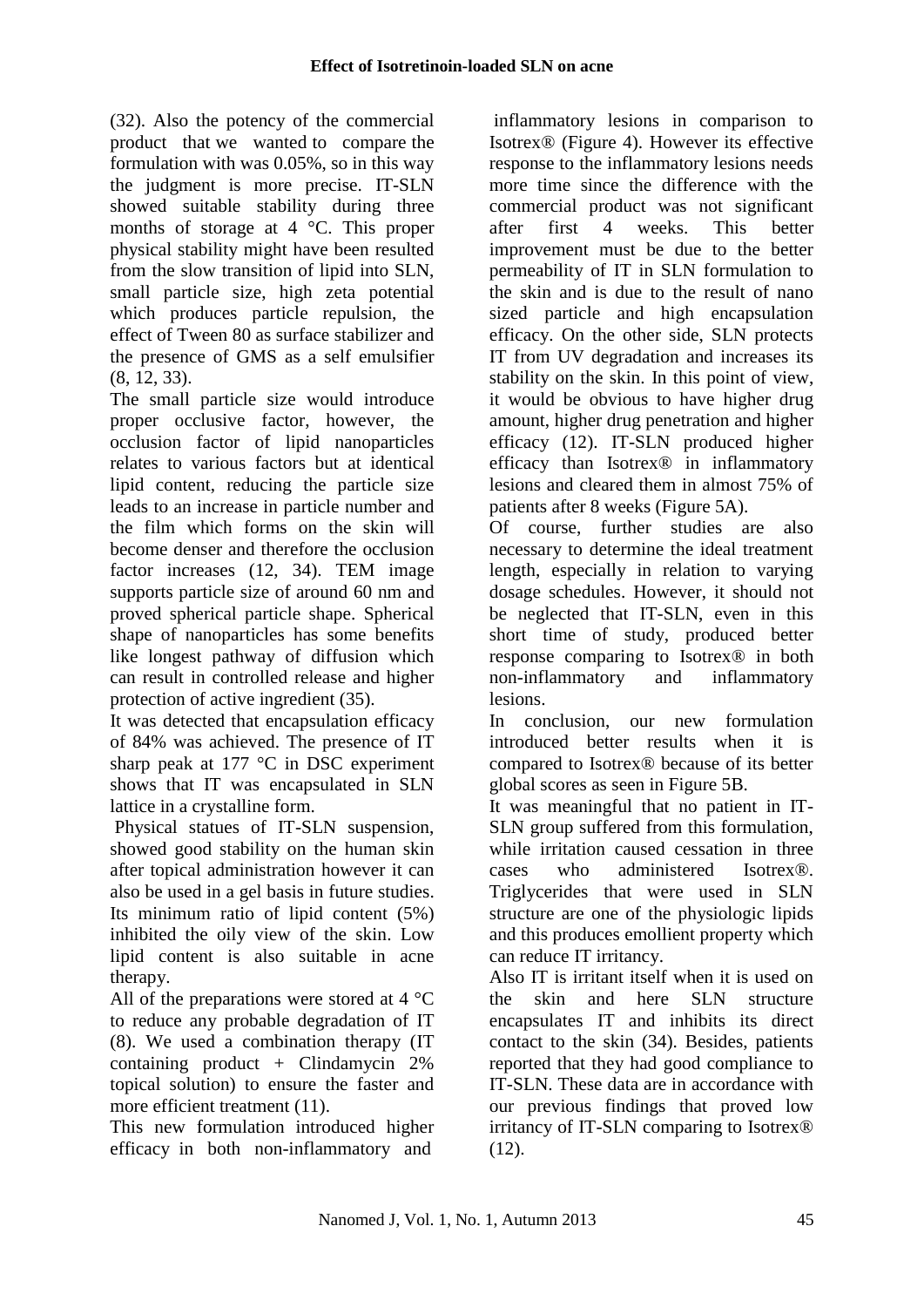(32). Also the potency of the commercial product that we wanted to compare the formulation with was 0.05%, so in this way the judgment is more precise. IT-SLN showed suitable stability during three months of storage at 4 °C. This proper physical stability might have been resulted from the slow transition of lipid into SLN, small particle size, high zeta potential which produces particle repulsion, the effect of Tween 80 as surface stabilizer and the presence of GMS as a self emulsifier (8, 12, 33).

The small particle size would introduce proper occlusive factor, however, the occlusion factor of lipid nanoparticles relates to various factors but at identical lipid content, reducing the particle size leads to an increase in particle number and the film which forms on the skin will become denser and therefore the occlusion factor increases (12, 34). TEM image supports particle size of around 60 nm and proved spherical particle shape. Spherical shape of nanoparticles has some benefits like longest pathway of diffusion which can result in controlled release and higher protection of active ingredient (35).

It was detected that encapsulation efficacy of 84% was achieved. The presence of IT sharp peak at 177 °C in DSC experiment shows that IT was encapsulated in SLN lattice in a crystalline form.

Physical statues of IT-SLN suspension, showed good stability on the human skin after topical administration however it can also be used in a gel basis in future studies. Its minimum ratio of lipid content (5%) inhibited the oily view of the skin. Low lipid content is also suitable in acne therapy.

All of the preparations were stored at 4 °C to reduce any probable degradation of IT (8). We used a combination therapy (IT containing product + Clindamycin 2% topical solution) to ensure the faster and more efficient treatment (11).

This new formulation introduced higher efficacy in both non-inflammatory and inflammatory lesions in comparison to Isotrex® (Figure 4). However its effective response to the inflammatory lesions needs more time since the difference with the commercial product was not significant after first 4 weeks. This better improvement must be due to the better permeability of IT in SLN formulation to the skin and is due to the result of nano sized particle and high encapsulation efficacy. On the other side, SLN protects IT from UV degradation and increases its stability on the skin. In this point of view, it would be obvious to have higher drug amount, higher drug penetration and higher efficacy (12). IT-SLN produced higher efficacy than Isotrex® in inflammatory lesions and cleared them in almost 75% of patients after 8 weeks (Figure 5A).

Of course, further studies are also necessary to determine the ideal treatment length, especially in relation to varying dosage schedules. However, it should not be neglected that IT-SLN, even in this short time of study, produced better response comparing to Isotrex® in both non-inflammatory and inflammatory lesions.

In conclusion, our new formulation introduced better results when it is compared to Isotrex® because of its better global scores as seen in Figure 5B.

It was meaningful that no patient in IT-SLN group suffered from this formulation, while irritation caused cessation in three cases who administered Isotrex®. Triglycerides that were used in SLN structure are one of the physiologic lipids and this produces emollient property which can reduce IT irritancy.

Also IT is irritant itself when it is used on the skin and here SLN structure encapsulates IT and inhibits its direct contact to the skin (34). Besides, patients reported that they had good compliance to IT-SLN. These data are in accordance with our previous findings that proved low irritancy of IT-SLN comparing to Isotrex® (12).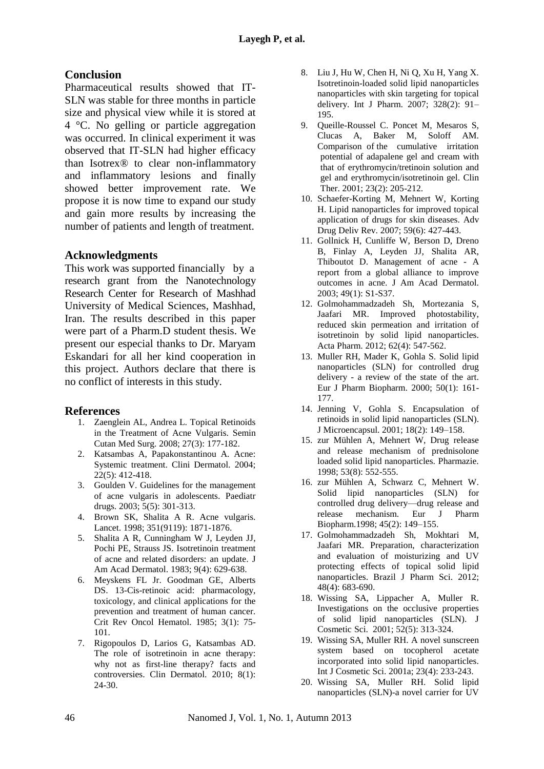## Conclusion

Pharmaceutical results showed that IT-SLN was stable for three months in particle size and physical view while it is stored at 4 °C. No gelling or particle aggregation was occurred. In clinical experiment it was observed that IT-SLN had higher efficacy than Isotrex® to clear non-inflammatory and inflammatory lesions and finally showed better improvement rate. We propose it is now time to expand our study and gain more results by increasing the number of patients and length of treatment.

## Acknowledgments

This work was supported financially by a research grant from the Nanotechnology Research Center for Research of Mashhad University of Medical Sciences, Mashhad, Iran. The results described in this paper were part of a Pharm.D student thesis. We present our especial thanks to Dr. Maryam Eskandari for all her kind cooperation in this project. Authors declare that there is no conflict of interests in this study.

## References

1. Zaenglein AL, Andrea L. Topical Retinoids in the Treatment of Acne Vulgaris. Semin Cutan Med Surg. 2008; 27(3): 177-182.
2. Katsambas A, Papakonstantinou A. Acne: Systemic treatment. Clini Dermatol. 2004; 22(5): 412-418.
3. Goulden V. Guidelines for the management of acne vulgaris in adolescents. Paediatr drugs. 2003; 5(5): 301-313.
4. Brown SK, Shalita A R. Acne vulgaris. Lancet. 1998; 351(9119): 1871-1876.
5. Shalita A R, Cunningham W J, Leyden JJ, Pochi PE, Strauss JS. Isotretinoin treatment of acne and related disorders: an update. J Am Acad Dermatol. 1983; 9(4): 629-638.
6. Meyskens FL Jr. Goodman GE, Alberts DS. 13-Cis-retinoic acid: pharmacology, toxicology, and clinical applications for the prevention and treatment of human cancer. Crit Rev Oncol Hematol. 1985; 3(1): 75-101.
7. Rigopoulos D, Larios G, Katsambas AD. The role of isotretinoin in acne therapy: why not as first-line therapy? facts and controversies. Clin Dermatol. 2010; 8(1): 24-30.
8. Liu J, Hu W, Chen H, Ni Q, Xu H, Yang X. Isotretinoin-loaded solid lipid nanoparticles nanoparticles with skin targeting for topical delivery. Int J Pharm. 2007; 328(2): 91–195.
9. Queille-Roussel C. Poncet M, Mesaros S, Clucas A, Baker M, Soloff AM. Comparison of the cumulative irritation potential of adapalene gel and cream with that of erythromycin/tretinoin solution and gel and erythromycin/isotretinoin gel. Clin Ther. 2001; 23(2): 205-212.
10. Schaefer-Korting M, Mehnert W, Korting H. Lipid nanoparticles for improved topical application of drugs for skin diseases. Adv Drug Deliv Rev. 2007; 59(6): 427-443.
11. Gollnick H, Cunliffe W, Berson D, Dreno B, Finlay A, Leyden JJ, Shalita AR, Thiboutot D. Management of acne - A report from a global alliance to improve outcomes in acne. J Am Acad Dermatol. 2003; 49(1): S1-S37.
12. Golmohammadzadeh Sh, Mortezania S, Jaafari MR. Improved photostability, reduced skin permeation and irritation of isotretinoin by solid lipid nanoparticles. Acta Pharm. 2012; 62(4): 547-562.
13. Muller RH, Mader K, Gohla S. Solid lipid nanoparticles (SLN) for controlled drug delivery - a review of the state of the art. Eur J Pharm Biopharm. 2000; 50(1): 161-177.
14. Jenning V, Gohla S. Encapsulation of retinoids in solid lipid nanoparticles (SLN). J Microencapsul. 2001; 18(2): 149–158.
15. zur Mühlen A, Mehnert W, Drug release and release mechanism of prednisolone loaded solid lipid nanoparticles. Pharmazie. 1998; 53(8): 552-555.
16. zur Mühlen A, Schwarz C, Mehnert W. Solid lipid nanoparticles (SLN) for controlled drug delivery—drug release and release mechanism. Eur J Pharm Biopharm.1998; 45(2): 149–155.
17. Golmohammadzadeh Sh, Mokhtari M, Jaafari MR. Preparation, characterization and evaluation of moisturizing and UV protecting effects of topical solid lipid nanoparticles. Brazil J Pharm Sci. 2012; 48(4): 683-690.
18. Wissing SA, Lippacher A, Muller R. Investigations on the occlusive properties of solid lipid nanoparticles (SLN). J Cosmetic Sci. 2001; 52(5): 313-324.
19. Wissing SA, Muller RH. A novel sunscreen system based on tocopherol acetate incorporated into solid lipid nanoparticles. Int J Cosmetic Sci. 2001a; 23(4): 233-243.
20. Wissing SA, Muller RH. Solid lipid nanoparticles (SLN)-a novel carrier for UV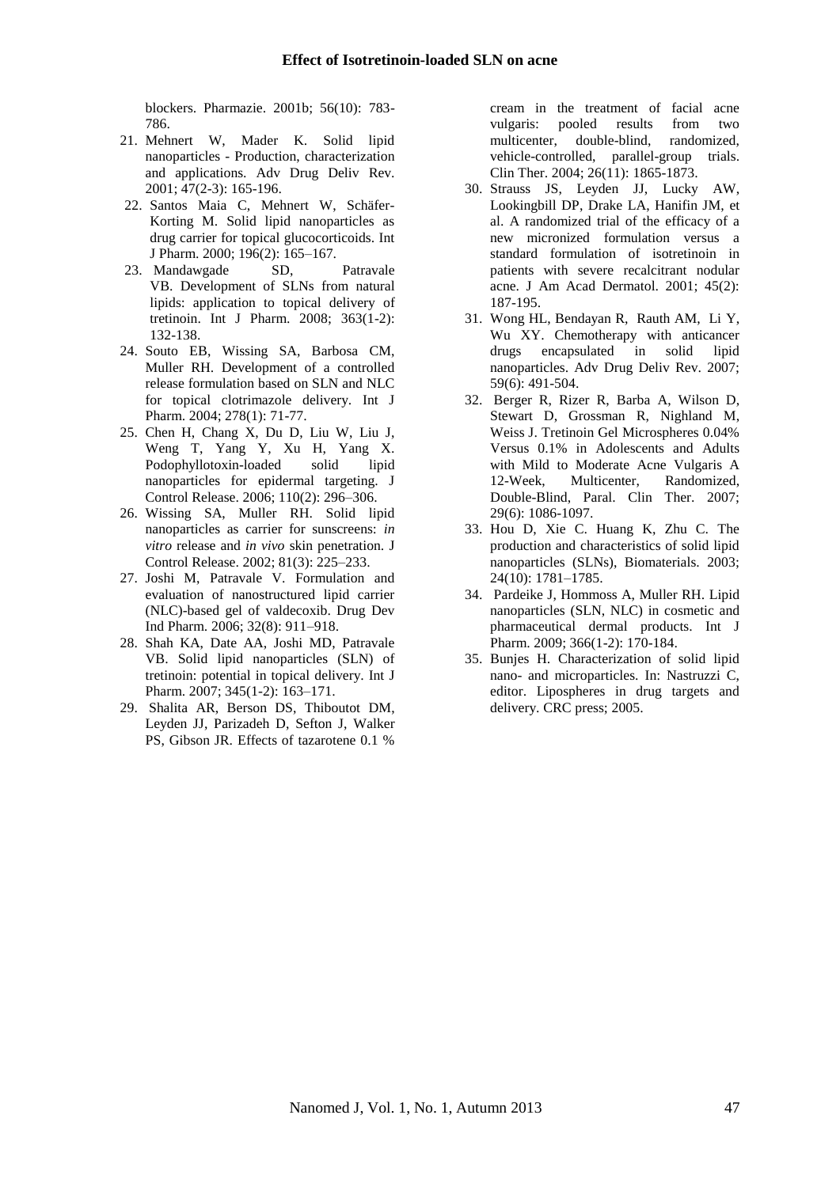blockers. Pharmazie. 2001b; 56(10): 783-786.

21. Mehnert W, Mader K. Solid lipid nanoparticles - Production, characterization and applications. Adv Drug Deliv Rev. 2001; 47(2-3): 165-196.
22. Santos Maia C, Mehnert W, Schäfer-Korting M. Solid lipid nanoparticles as drug carrier for topical glucocorticoids. Int J Pharm. 2000; 196(2): 165–167.
23. Mandawgade SD, Patravale VB. Development of SLNs from natural lipids: application to topical delivery of tretinoin. Int J Pharm. 2008; 363(1-2): 132-138.
24. Souto EB, Wissing SA, Barbosa CM, Muller RH. Development of a controlled release formulation based on SLN and NLC for topical clotrimazole delivery. Int J Pharm. 2004; 278(1): 71-77.
25. Chen H, Chang X, Du D, Liu W, Liu J, Weng T, Yang Y, Xu H, Yang X. Podophyllotoxin-loaded solid lipid nanoparticles for epidermal targeting. J Control Release. 2006; 110(2): 296–306.
26. Wissing SA, Muller RH. Solid lipid nanoparticles as carrier for sunscreens: *in vitro* release and *in vivo* skin penetration. J Control Release. 2002; 81(3): 225–233.
27. Joshi M, Patravale V. Formulation and evaluation of nanostructured lipid carrier (NLC)-based gel of valdecoxib. Drug Dev Ind Pharm. 2006; 32(8): 911–918.
28. Shah KA, Date AA, Joshi MD, Patravale VB. Solid lipid nanoparticles (SLN) of tretinoin: potential in topical delivery. Int J Pharm. 2007; 345(1-2): 163–171.
29. Shalita AR, Berson DS, Thiboutot DM, Leyden JJ, Parizadeh D, Sefton J, Walker PS, Gibson JR. Effects of tazarotene 0.1 % cream in the treatment of facial acne vulgaris: pooled results from two multicenter, double-blind, randomized, vehicle-controlled, parallel-group trials. Clin Ther. 2004; 26(11): 1865-1873.
30. Strauss JS, Leyden JJ, Lucky AW, Lookingbill DP, Drake LA, Hanifin JM, et al. A randomized trial of the efficacy of a new micronized formulation versus a standard formulation of isotretinoin in patients with severe recalcitrant nodular acne. J Am Acad Dermatol. 2001; 45(2): 187-195.
31. Wong HL, Bendayan R, Rauth AM, Li Y, Wu XY. Chemotherapy with anticancer drugs encapsulated in solid lipid nanoparticles. Adv Drug Deliv Rev. 2007; 59(6): 491-504.
32. Berger R, Rizer R, Barba A, Wilson D, Stewart D, Grossman R, Nighland M, Weiss J. Tretinoin Gel Microspheres 0.04% Versus 0.1% in Adolescents and Adults with Mild to Moderate Acne Vulgaris A 12-Week, Multicenter, Randomized, Double-Blind, Paral. Clin Ther. 2007; 29(6): 1086-1097.
33. Hou D, Xie C. Huang K, Zhu C. The production and characteristics of solid lipid nanoparticles (SLNs), Biomaterials. 2003; 24(10): 1781–1785.
34. Pardeike J, Hommoss A, Muller RH. Lipid nanoparticles (SLN, NLC) in cosmetic and pharmaceutical dermal products. Int J Pharm. 2009; 366(1-2): 170-184.
35. Bunjes H. Characterization of solid lipid nano- and microparticles. In: Nastruzzi C, editor. Lipospheres in drug targets and delivery. CRC press; 2005.